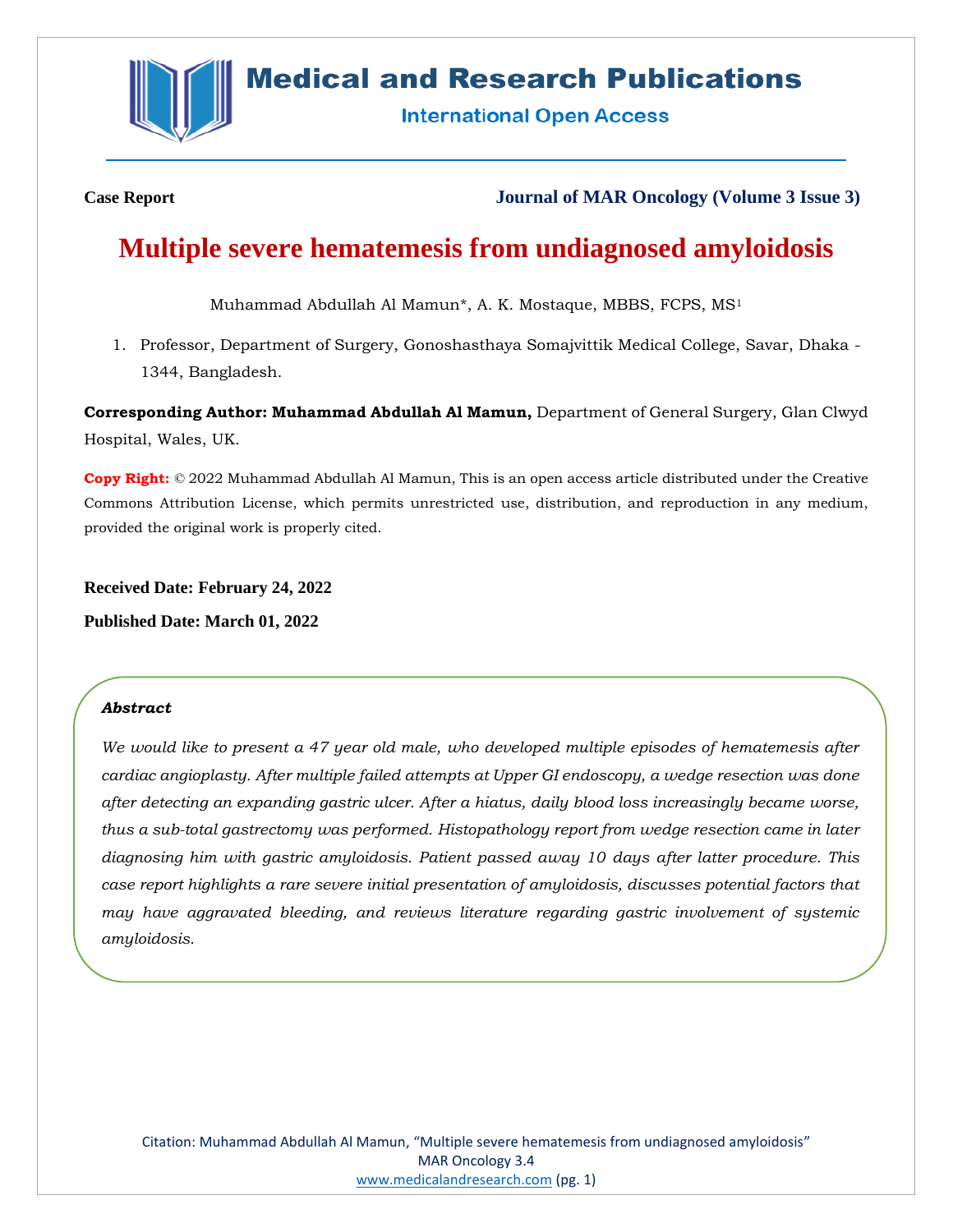**Case Report** | **Journal of MAR Oncology (Volume 3 Issue 3)**

# Multiple severe hematemesis from undiagnosed amyloidosis

Muhammad Abdullah Al Mamun*, A. K. Mostaque, MBBS, FCPS, MS[1]

1. Professor, Department of Surgery, Gonoshasthaya Somajvittik Medical College, Savar, Dhaka - 1344, Bangladesh.

**Corresponding Author: Muhammad Abdullah Al Mamun,** Department of General Surgery, Glan Clwyd Hospital, Wales, UK.

**Copy Right:** © 2022 Muhammad Abdullah Al Mamun, This is an open access article distributed under the Creative Commons Attribution License, which permits unrestricted use, distribution, and reproduction in any medium, provided the original work is properly cited.

**Received Date: February 24, 2022**

**Published Date: March 01, 2022**

### *Abstract*

*We would like to present a 47 year old male, who developed multiple episodes of hematemesis after cardiac angioplasty. After multiple failed attempts at Upper GI endoscopy, a wedge resection was done after detecting an expanding gastric ulcer. After a hiatus, daily blood loss increasingly became worse, thus a sub-total gastrectomy was performed. Histopathology report from wedge resection came in later diagnosing him with gastric amyloidosis. Patient passed away 10 days after latter procedure. This case report highlights a rare severe initial presentation of amyloidosis, discusses potential factors that may have aggravated bleeding, and reviews literature regarding gastric involvement of systemic amyloidosis.*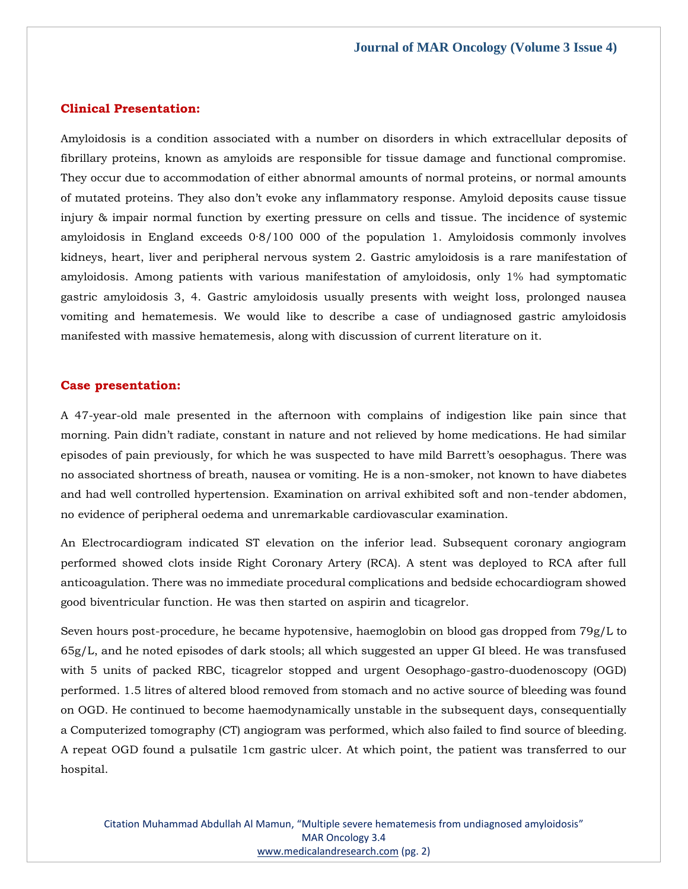## Clinical Presentation:

Amyloidosis is a condition associated with a number on disorders in which extracellular deposits of fibrillary proteins, known as amyloids are responsible for tissue damage and functional compromise. They occur due to accommodation of either abnormal amounts of normal proteins, or normal amounts of mutated proteins. They also don't evoke any inflammatory response. Amyloid deposits cause tissue injury & impair normal function by exerting pressure on cells and tissue. The incidence of systemic amyloidosis in England exceeds 0·8/100 000 of the population 1. Amyloidosis commonly involves kidneys, heart, liver and peripheral nervous system 2. Gastric amyloidosis is a rare manifestation of amyloidosis. Among patients with various manifestation of amyloidosis, only 1% had symptomatic gastric amyloidosis 3, 4. Gastric amyloidosis usually presents with weight loss, prolonged nausea vomiting and hematemesis. We would like to describe a case of undiagnosed gastric amyloidosis manifested with massive hematemesis, along with discussion of current literature on it.

## Case presentation:

A 47-year-old male presented in the afternoon with complains of indigestion like pain since that morning. Pain didn't radiate, constant in nature and not relieved by home medications. He had similar episodes of pain previously, for which he was suspected to have mild Barrett's oesophagus. There was no associated shortness of breath, nausea or vomiting. He is a non-smoker, not known to have diabetes and had well controlled hypertension. Examination on arrival exhibited soft and non-tender abdomen, no evidence of peripheral oedema and unremarkable cardiovascular examination.

An Electrocardiogram indicated ST elevation on the inferior lead. Subsequent coronary angiogram performed showed clots inside Right Coronary Artery (RCA). A stent was deployed to RCA after full anticoagulation. There was no immediate procedural complications and bedside echocardiogram showed good biventricular function. He was then started on aspirin and ticagrelor.

Seven hours post-procedure, he became hypotensive, haemoglobin on blood gas dropped from 79g/L to 65g/L, and he noted episodes of dark stools; all which suggested an upper GI bleed. He was transfused with 5 units of packed RBC, ticagrelor stopped and urgent Oesophago-gastro-duodenoscopy (OGD) performed. 1.5 litres of altered blood removed from stomach and no active source of bleeding was found on OGD. He continued to become haemodynamically unstable in the subsequent days, consequentially a Computerized tomography (CT) angiogram was performed, which also failed to find source of bleeding. A repeat OGD found a pulsatile 1cm gastric ulcer. At which point, the patient was transferred to our hospital.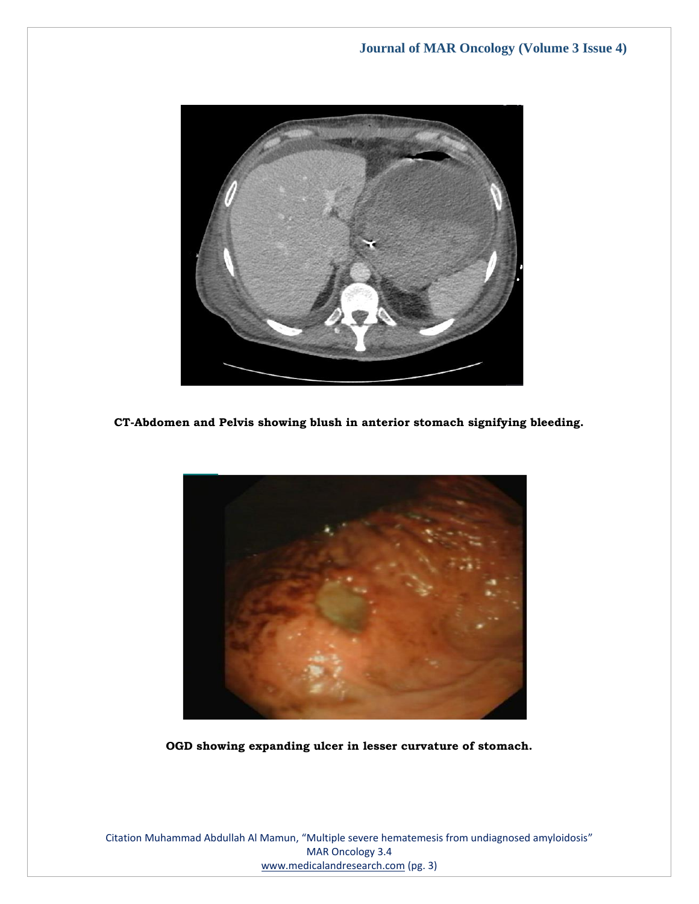**CT-Abdomen and Pelvis showing blush in anterior stomach signifying bleeding.**

**OGD showing expanding ulcer in lesser curvature of stomach.**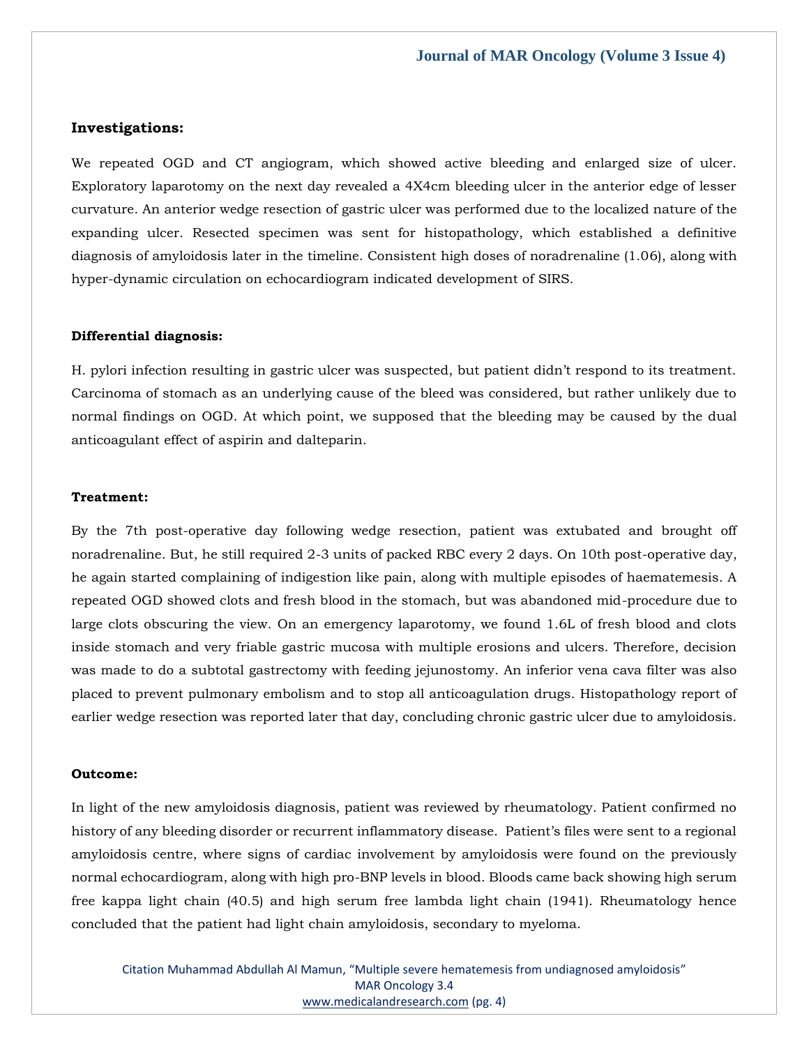**Investigations:**

We repeated OGD and CT angiogram, which showed active bleeding and enlarged size of ulcer. Exploratory laparotomy on the next day revealed a 4X4cm bleeding ulcer in the anterior edge of lesser curvature. An anterior wedge resection of gastric ulcer was performed due to the localized nature of the expanding ulcer. Resected specimen was sent for histopathology, which established a definitive diagnosis of amyloidosis later in the timeline. Consistent high doses of noradrenaline (1.06), along with hyper-dynamic circulation on echocardiogram indicated development of SIRS.

**Differential diagnosis:**

H. pylori infection resulting in gastric ulcer was suspected, but patient didn't respond to its treatment. Carcinoma of stomach as an underlying cause of the bleed was considered, but rather unlikely due to normal findings on OGD. At which point, we supposed that the bleeding may be caused by the dual anticoagulant effect of aspirin and dalteparin.

**Treatment:**

By the 7th post-operative day following wedge resection, patient was extubated and brought off noradrenaline. But, he still required 2-3 units of packed RBC every 2 days. On 10th post-operative day, he again started complaining of indigestion like pain, along with multiple episodes of haematemesis. A repeated OGD showed clots and fresh blood in the stomach, but was abandoned mid-procedure due to large clots obscuring the view. On an emergency laparotomy, we found 1.6L of fresh blood and clots inside stomach and very friable gastric mucosa with multiple erosions and ulcers. Therefore, decision was made to do a subtotal gastrectomy with feeding jejunostomy. An inferior vena cava filter was also placed to prevent pulmonary embolism and to stop all anticoagulation drugs. Histopathology report of earlier wedge resection was reported later that day, concluding chronic gastric ulcer due to amyloidosis.

**Outcome:**

In light of the new amyloidosis diagnosis, patient was reviewed by rheumatology. Patient confirmed no history of any bleeding disorder or recurrent inflammatory disease. Patient's files were sent to a regional amyloidosis centre, where signs of cardiac involvement by amyloidosis were found on the previously normal echocardiogram, along with high pro-BNP levels in blood. Bloods came back showing high serum free kappa light chain (40.5) and high serum free lambda light chain (1941). Rheumatology hence concluded that the patient had light chain amyloidosis, secondary to myeloma.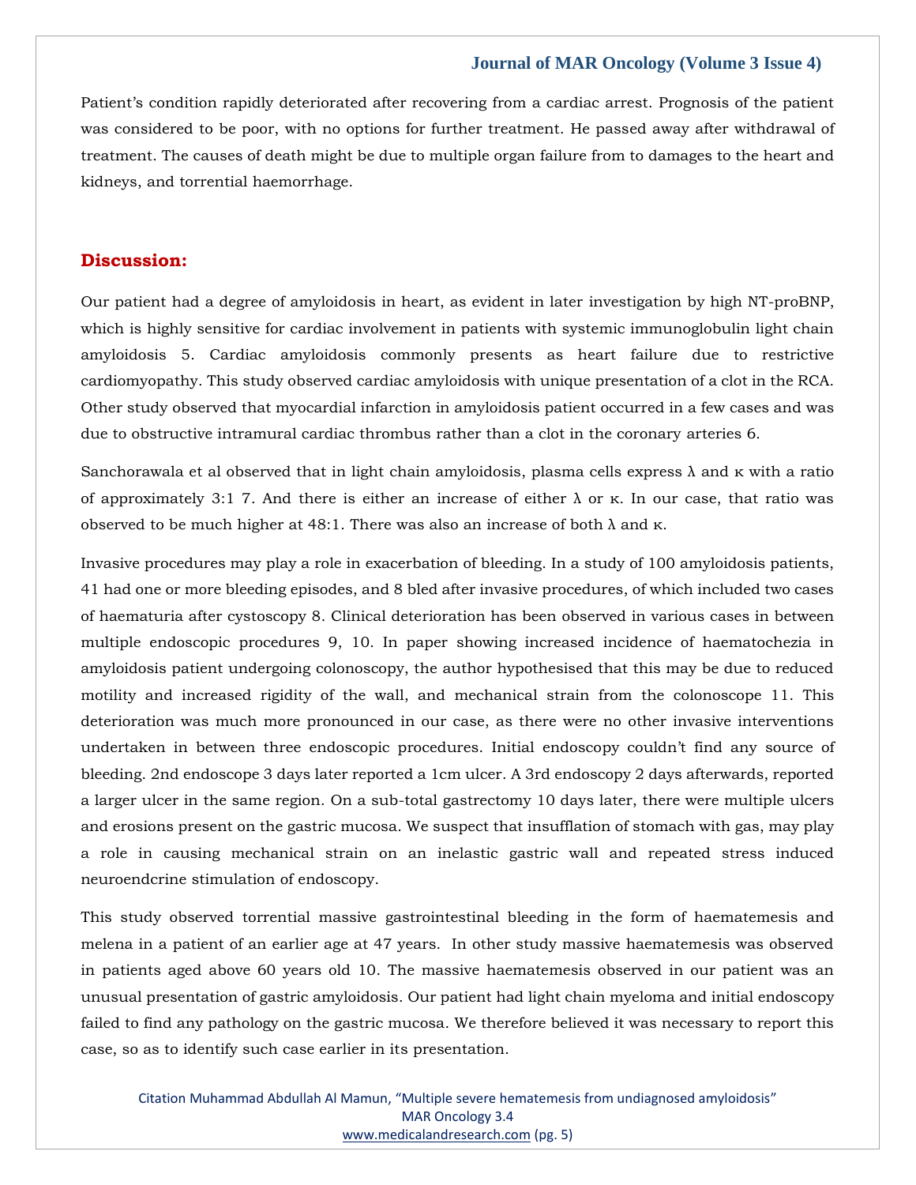Patient's condition rapidly deteriorated after recovering from a cardiac arrest. Prognosis of the patient was considered to be poor, with no options for further treatment. He passed away after withdrawal of treatment. The causes of death might be due to multiple organ failure from to damages to the heart and kidneys, and torrential haemorrhage.

## Discussion:

Our patient had a degree of amyloidosis in heart, as evident in later investigation by high NT-proBNP, which is highly sensitive for cardiac involvement in patients with systemic immunoglobulin light chain amyloidosis 5. Cardiac amyloidosis commonly presents as heart failure due to restrictive cardiomyopathy. This study observed cardiac amyloidosis with unique presentation of a clot in the RCA. Other study observed that myocardial infarction in amyloidosis patient occurred in a few cases and was due to obstructive intramural cardiac thrombus rather than a clot in the coronary arteries 6.

Sanchorawala et al observed that in light chain amyloidosis, plasma cells express λ and κ with a ratio of approximately 3:1 7. And there is either an increase of either λ or κ. In our case, that ratio was observed to be much higher at 48:1. There was also an increase of both λ and κ.

Invasive procedures may play a role in exacerbation of bleeding. In a study of 100 amyloidosis patients, 41 had one or more bleeding episodes, and 8 bled after invasive procedures, of which included two cases of haematuria after cystoscopy 8. Clinical deterioration has been observed in various cases in between multiple endoscopic procedures 9, 10. In paper showing increased incidence of haematochezia in amyloidosis patient undergoing colonoscopy, the author hypothesised that this may be due to reduced motility and increased rigidity of the wall, and mechanical strain from the colonoscope 11. This deterioration was much more pronounced in our case, as there were no other invasive interventions undertaken in between three endoscopic procedures. Initial endoscopy couldn't find any source of bleeding. 2nd endoscope 3 days later reported a 1cm ulcer. A 3rd endoscopy 2 days afterwards, reported a larger ulcer in the same region. On a sub-total gastrectomy 10 days later, there were multiple ulcers and erosions present on the gastric mucosa. We suspect that insufflation of stomach with gas, may play a role in causing mechanical strain on an inelastic gastric wall and repeated stress induced neuroendcrine stimulation of endoscopy.

This study observed torrential massive gastrointestinal bleeding in the form of haematemesis and melena in a patient of an earlier age at 47 years. In other study massive haematemesis was observed in patients aged above 60 years old 10. The massive haematemesis observed in our patient was an unusual presentation of gastric amyloidosis. Our patient had light chain myeloma and initial endoscopy failed to find any pathology on the gastric mucosa. We therefore believed it was necessary to report this case, so as to identify such case earlier in its presentation.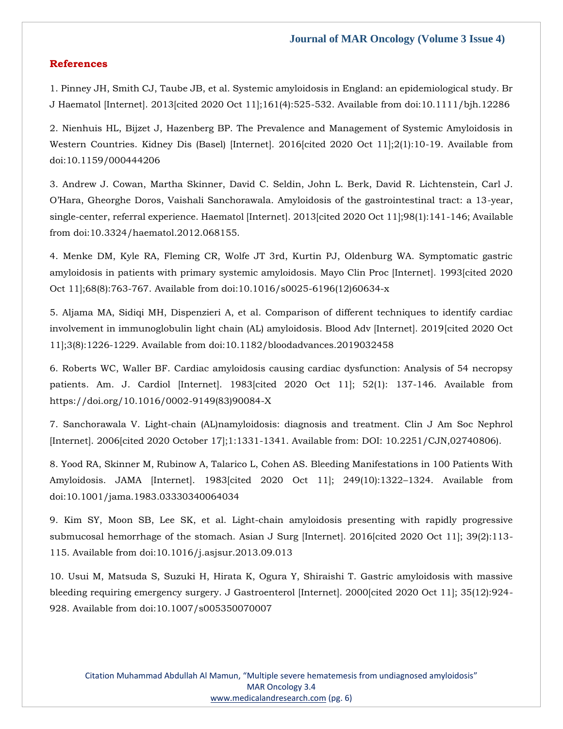## References

1. Pinney JH, Smith CJ, Taube JB, et al. Systemic amyloidosis in England: an epidemiological study. Br J Haematol [Internet]. 2013[cited 2020 Oct 11];161(4):525-532. Available from doi:10.1111/bjh.12286

2. Nienhuis HL, Bijzet J, Hazenberg BP. The Prevalence and Management of Systemic Amyloidosis in Western Countries. Kidney Dis (Basel) [Internet]. 2016[cited 2020 Oct 11];2(1):10-19. Available from doi:10.1159/000444206

3. Andrew J. Cowan, Martha Skinner, David C. Seldin, John L. Berk, David R. Lichtenstein, Carl J. O'Hara, Gheorghe Doros, Vaishali Sanchorawala. Amyloidosis of the gastrointestinal tract: a 13-year, single-center, referral experience. Haematol [Internet]. 2013[cited 2020 Oct 11];98(1):141-146; Available from doi:10.3324/haematol.2012.068155.

4. Menke DM, Kyle RA, Fleming CR, Wolfe JT 3rd, Kurtin PJ, Oldenburg WA. Symptomatic gastric amyloidosis in patients with primary systemic amyloidosis. Mayo Clin Proc [Internet]. 1993[cited 2020 Oct 11];68(8):763-767. Available from doi:10.1016/s0025-6196(12)60634-x

5. Aljama MA, Sidiqi MH, Dispenzieri A, et al. Comparison of different techniques to identify cardiac involvement in immunoglobulin light chain (AL) amyloidosis. Blood Adv [Internet]. 2019[cited 2020 Oct 11];3(8):1226-1229. Available from doi:10.1182/bloodadvances.2019032458

6. Roberts WC, Waller BF. Cardiac amyloidosis causing cardiac dysfunction: Analysis of 54 necropsy patients. Am. J. Cardiol [Internet]. 1983[cited 2020 Oct 11]; 52(1): 137-146. Available from https://doi.org/10.1016/0002-9149(83)90084-X

7. Sanchorawala V. Light-chain (AL)namyloidosis: diagnosis and treatment. Clin J Am Soc Nephrol [Internet]. 2006[cited 2020 October 17];1:1331-1341. Available from: DOI: 10.2251/CJN,02740806).

8. Yood RA, Skinner M, Rubinow A, Talarico L, Cohen AS. Bleeding Manifestations in 100 Patients With Amyloidosis. JAMA [Internet]. 1983[cited 2020 Oct 11]; 249(10):1322–1324. Available from doi:10.1001/jama.1983.03330340064034

9. Kim SY, Moon SB, Lee SK, et al. Light-chain amyloidosis presenting with rapidly progressive submucosal hemorrhage of the stomach. Asian J Surg [Internet]. 2016[cited 2020 Oct 11]; 39(2):113-115. Available from doi:10.1016/j.asjsur.2013.09.013

10. Usui M, Matsuda S, Suzuki H, Hirata K, Ogura Y, Shiraishi T. Gastric amyloidosis with massive bleeding requiring emergency surgery. J Gastroenterol [Internet]. 2000[cited 2020 Oct 11]; 35(12):924-928. Available from doi:10.1007/s005350070007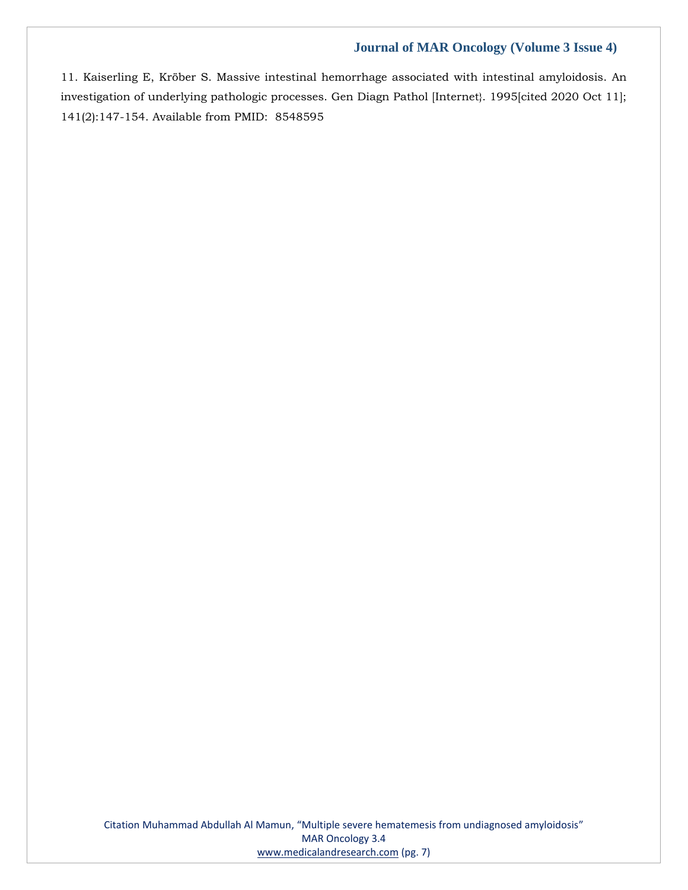11. Kaiserling E, Kröber S. Massive intestinal hemorrhage associated with intestinal amyloidosis. An investigation of underlying pathologic processes. Gen Diagn Pathol [Internet}. 1995[cited 2020 Oct 11]; 141(2):147-154. Available from PMID: 8548595